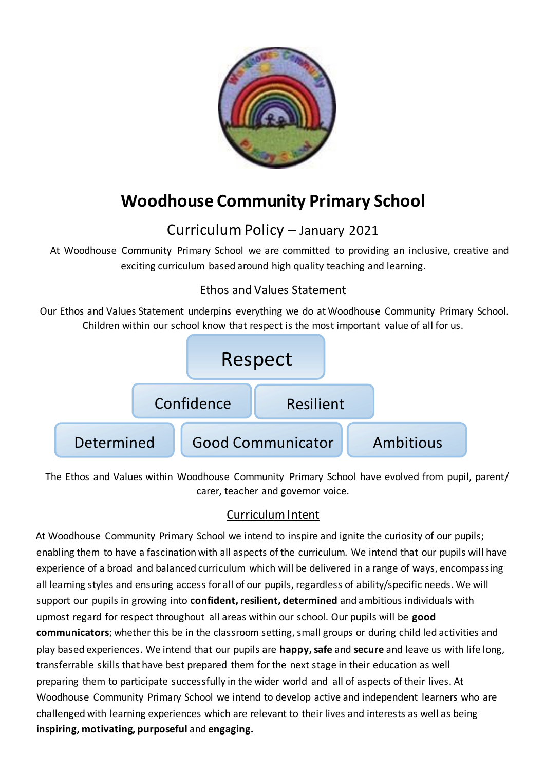# Woodhouse Community Primary School

## Curriculum Policy – January 2021

At Woodhouse Community Primary School we are committed to providing an inclusive, creative and exciting curriculum based around high quality teaching and learning.

### Ethos and Values Statement

Our Ethos and Values Statement underpins everything we do at Woodhouse Community Primary School. Children within our school know that respect is the most important value of all for us.

Respect

Confidence | Resilient

Determined | Good Communicator | Ambitious

The Ethos and Values within Woodhouse Community Primary School have evolved from pupil, parent/ carer, teacher and governor voice.

### Curriculum Intent

At Woodhouse Community Primary School we intend to inspire and ignite the curiosity of our pupils; enabling them to have a fascination with all aspects of the curriculum. We intend that our pupils will have experience of a broad and balanced curriculum which will be delivered in a range of ways, encompassing all learning styles and ensuring access for all of our pupils, regardless of ability/specific needs. We will support our pupils in growing into **confident, resilient, determined** and ambitious individuals with upmost regard for respect throughout all areas within our school. Our pupils will be **good communicators**; whether this be in the classroom setting, small groups or during child led activities and play based experiences. We intend that our pupils are **happy, safe** and **secure** and leave us with life long, transferrable skills that have best prepared them for the next stage in their education as well preparing them to participate successfully in the wider world and all of aspects of their lives. At Woodhouse Community Primary School we intend to develop active and independent learners who are challenged with learning experiences which are relevant to their lives and interests as well as being **inspiring, motivating, purposeful** and **engaging.**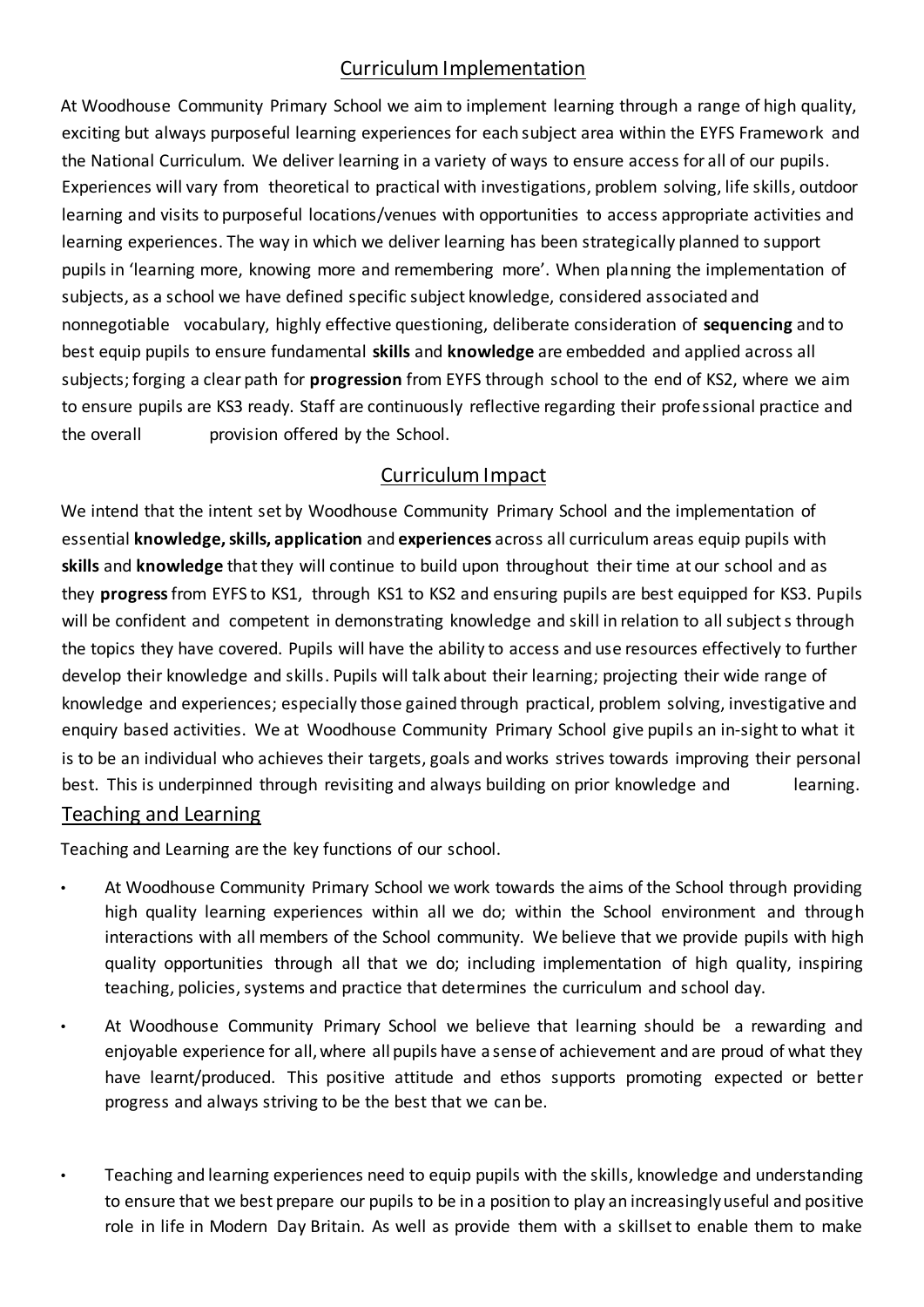## Curriculum Implementation

At Woodhouse Community Primary School we aim to implement learning through a range of high quality, exciting but always purposeful learning experiences for each subject area within the EYFS Framework and the National Curriculum. We deliver learning in a variety of ways to ensure access for all of our pupils. Experiences will vary from theoretical to practical with investigations, problem solving, life skills, outdoor learning and visits to purposeful locations/venues with opportunities to access appropriate activities and learning experiences. The way in which we deliver learning has been strategically planned to support pupils in 'learning more, knowing more and remembering more'. When planning the implementation of subjects, as a school we have defined specific subject knowledge, considered associated and nonnegotiable vocabulary, highly effective questioning, deliberate consideration of **sequencing** and to best equip pupils to ensure fundamental **skills** and **knowledge** are embedded and applied across all subjects; forging a clear path for **progression** from EYFS through school to the end of KS2, where we aim to ensure pupils are KS3 ready. Staff are continuously reflective regarding their professional practice and the overall provision offered by the School.

## Curriculum Impact

We intend that the intent set by Woodhouse Community Primary School and the implementation of essential **knowledge, skills, application** and **experiences** across all curriculum areas equip pupils with **skills** and **knowledge** that they will continue to build upon throughout their time at our school and as they **progress** from EYFS to KS1, through KS1 to KS2 and ensuring pupils are best equipped for KS3. Pupils will be confident and competent in demonstrating knowledge and skill in relation to all subjects through the topics they have covered. Pupils will have the ability to access and use resources effectively to further develop their knowledge and skills. Pupils will talk about their learning; projecting their wide range of knowledge and experiences; especially those gained through practical, problem solving, investigative and enquiry based activities. We at Woodhouse Community Primary School give pupils an in-sight to what it is to be an individual who achieves their targets, goals and works strives towards improving their personal best. This is underpinned through revisiting and always building on prior knowledge and learning.

## Teaching and Learning

Teaching and Learning are the key functions of our school.

- At Woodhouse Community Primary School we work towards the aims of the School through providing high quality learning experiences within all we do; within the School environment and through interactions with all members of the School community. We believe that we provide pupils with high quality opportunities through all that we do; including implementation of high quality, inspiring teaching, policies, systems and practice that determines the curriculum and school day.
- At Woodhouse Community Primary School we believe that learning should be a rewarding and enjoyable experience for all, where all pupils have a sense of achievement and are proud of what they have learnt/produced. This positive attitude and ethos supports promoting expected or better progress and always striving to be the best that we can be.
- Teaching and learning experiences need to equip pupils with the skills, knowledge and understanding to ensure that we best prepare our pupils to be in a position to play an increasingly useful and positive role in life in Modern Day Britain. As well as provide them with a skillset to enable them to make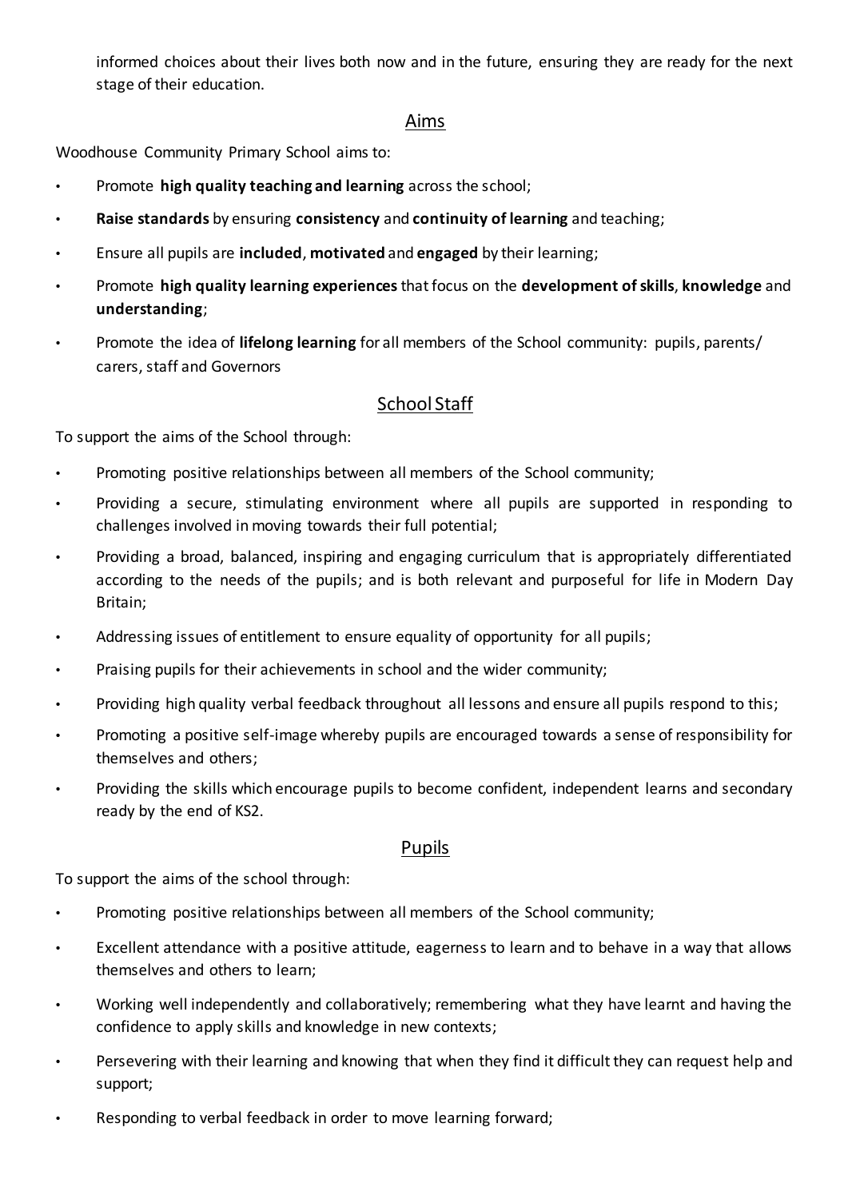informed choices about their lives both now and in the future, ensuring they are ready for the next stage of their education.

## Aims

Woodhouse Community Primary School aims to:

- Promote **high quality teaching and learning** across the school;
- **Raise standards** by ensuring **consistency** and **continuity of learning** and teaching;
- Ensure all pupils are **included**, **motivated** and **engaged** by their learning;
- Promote **high quality learning experiences** that focus on the **development of skills**, **knowledge** and **understanding**;
- Promote the idea of **lifelong learning** for all members of the School community: pupils, parents/ carers, staff and Governors

## School Staff

To support the aims of the School through:

- Promoting positive relationships between all members of the School community;
- Providing a secure, stimulating environment where all pupils are supported in responding to challenges involved in moving towards their full potential;
- Providing a broad, balanced, inspiring and engaging curriculum that is appropriately differentiated according to the needs of the pupils; and is both relevant and purposeful for life in Modern Day Britain;
- Addressing issues of entitlement to ensure equality of opportunity for all pupils;
- Praising pupils for their achievements in school and the wider community;
- Providing high quality verbal feedback throughout all lessons and ensure all pupils respond to this;
- Promoting a positive self-image whereby pupils are encouraged towards a sense of responsibility for themselves and others;
- Providing the skills which encourage pupils to become confident, independent learns and secondary ready by the end of KS2.

## Pupils

To support the aims of the school through:

- Promoting positive relationships between all members of the School community;
- Excellent attendance with a positive attitude, eagerness to learn and to behave in a way that allows themselves and others to learn;
- Working well independently and collaboratively; remembering what they have learnt and having the confidence to apply skills and knowledge in new contexts;
- Persevering with their learning and knowing that when they find it difficult they can request help and support;
- Responding to verbal feedback in order to move learning forward;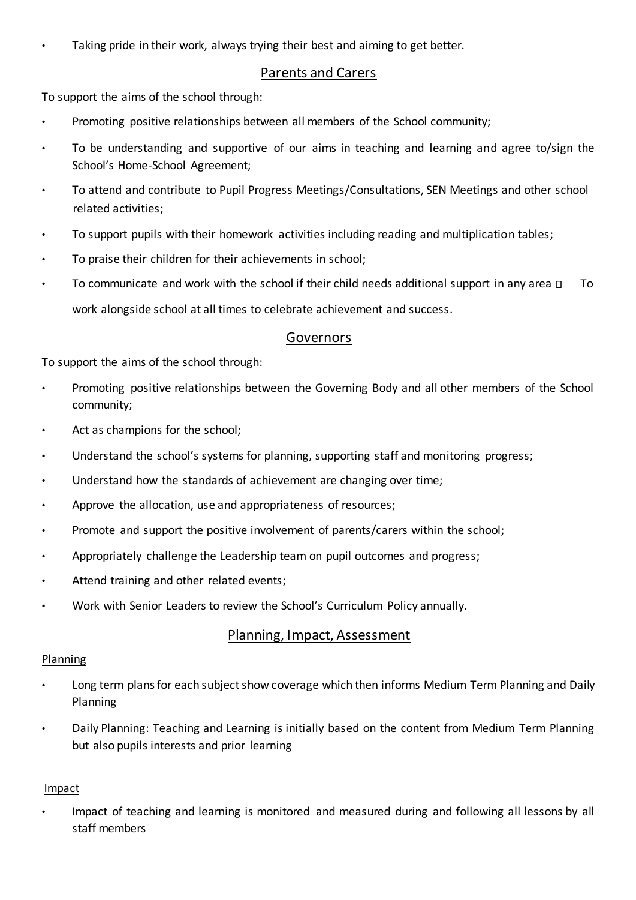- Taking pride in their work, always trying their best and aiming to get better.

## Parents and Carers

To support the aims of the school through:

- Promoting positive relationships between all members of the School community;
- To be understanding and supportive of our aims in teaching and learning and agree to/sign the School's Home-School Agreement;
- To attend and contribute to Pupil Progress Meetings/Consultations, SEN Meetings and other school related activities;
- To support pupils with their homework activities including reading and multiplication tables;
- To praise their children for their achievements in school;
- To communicate and work with the school if their child needs additional support in any area  To work alongside school at all times to celebrate achievement and success.

## Governors

To support the aims of the school through:

- Promoting positive relationships between the Governing Body and all other members of the School community;
- Act as champions for the school;
- Understand the school's systems for planning, supporting staff and monitoring progress;
- Understand how the standards of achievement are changing over time;
- Approve the allocation, use and appropriateness of resources;
- Promote and support the positive involvement of parents/carers within the school;
- Appropriately challenge the Leadership team on pupil outcomes and progress;
- Attend training and other related events;
- Work with Senior Leaders to review the School's Curriculum Policy annually.

## Planning, Impact, Assessment

### Planning

- Long term plans for each subject show coverage which then informs Medium Term Planning and Daily Planning
- Daily Planning: Teaching and Learning is initially based on the content from Medium Term Planning but also pupils interests and prior learning

### Impact

- Impact of teaching and learning is monitored and measured during and following all lessons by all staff members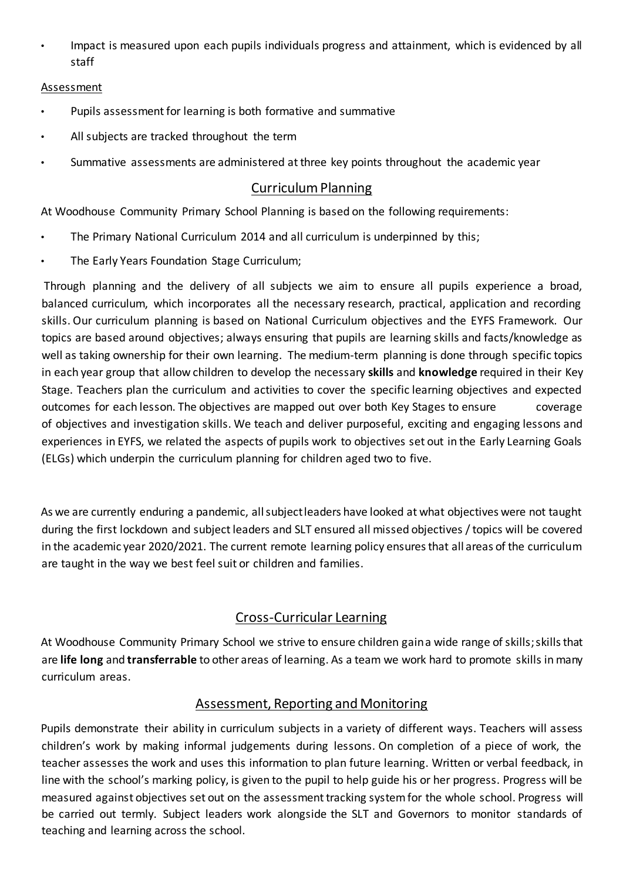- Impact is measured upon each pupils individuals progress and attainment, which is evidenced by all staff

Assessment

- Pupils assessment for learning is both formative and summative
- All subjects are tracked throughout the term
- Summative assessments are administered at three key points throughout the academic year

## Curriculum Planning

At Woodhouse Community Primary School Planning is based on the following requirements:

- The Primary National Curriculum 2014 and all curriculum is underpinned by this;
- The Early Years Foundation Stage Curriculum;

Through planning and the delivery of all subjects we aim to ensure all pupils experience a broad, balanced curriculum, which incorporates all the necessary research, practical, application and recording skills. Our curriculum planning is based on National Curriculum objectives and the EYFS Framework. Our topics are based around objectives; always ensuring that pupils are learning skills and facts/knowledge as well as taking ownership for their own learning. The medium-term planning is done through specific topics in each year group that allow children to develop the necessary **skills** and **knowledge** required in their Key Stage. Teachers plan the curriculum and activities to cover the specific learning objectives and expected outcomes for each lesson. The objectives are mapped out over both Key Stages to ensure coverage of objectives and investigation skills. We teach and deliver purposeful, exciting and engaging lessons and experiences in EYFS, we related the aspects of pupils work to objectives set out in the Early Learning Goals (ELGs) which underpin the curriculum planning for children aged two to five.

As we are currently enduring a pandemic, all subject leaders have looked at what objectives were not taught during the first lockdown and subject leaders and SLT ensured all missed objectives / topics will be covered in the academic year 2020/2021. The current remote learning policy ensures that all areas of the curriculum are taught in the way we best feel suit or children and families.

## Cross-Curricular Learning

At Woodhouse Community Primary School we strive to ensure children gain a wide range of skills; skills that are **life long** and **transferrable** to other areas of learning. As a team we work hard to promote skills in many curriculum areas.

## Assessment, Reporting and Monitoring

Pupils demonstrate their ability in curriculum subjects in a variety of different ways. Teachers will assess children's work by making informal judgements during lessons. On completion of a piece of work, the teacher assesses the work and uses this information to plan future learning. Written or verbal feedback, in line with the school's marking policy, is given to the pupil to help guide his or her progress. Progress will be measured against objectives set out on the assessment tracking system for the whole school. Progress will be carried out termly. Subject leaders work alongside the SLT and Governors to monitor standards of teaching and learning across the school.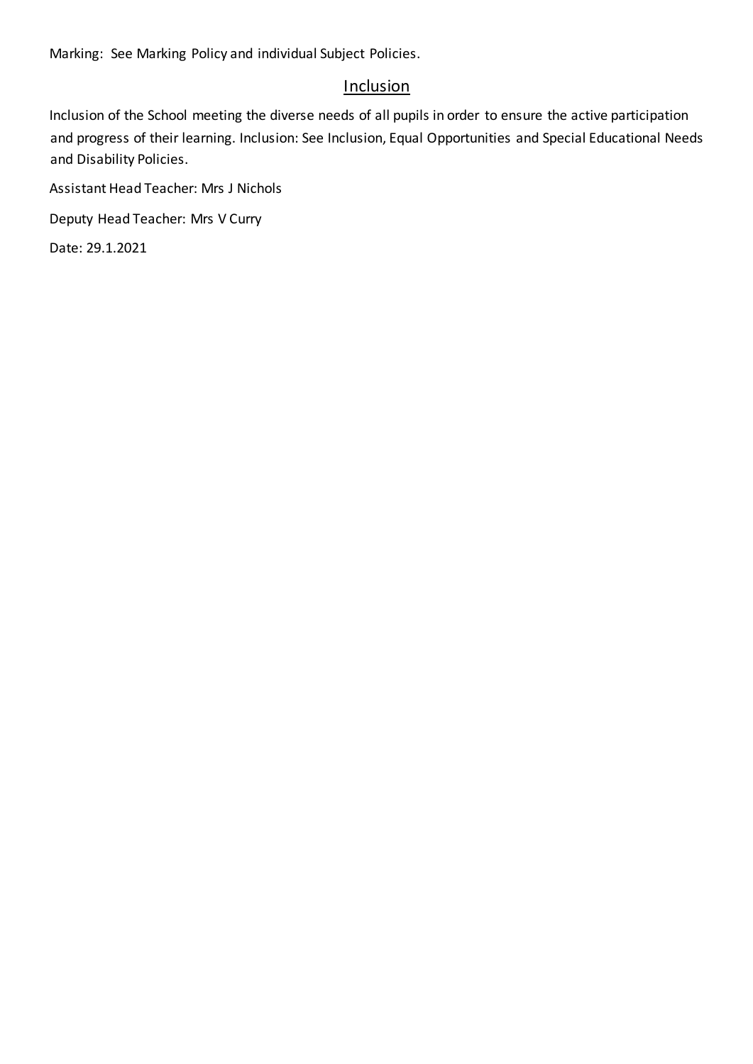Marking: See Marking Policy and individual Subject Policies.

## Inclusion

Inclusion of the School meeting the diverse needs of all pupils in order to ensure the active participation and progress of their learning. Inclusion: See Inclusion, Equal Opportunities and Special Educational Needs and Disability Policies.

Assistant Head Teacher: Mrs J Nichols

Deputy Head Teacher: Mrs V Curry

Date: 29.1.2021